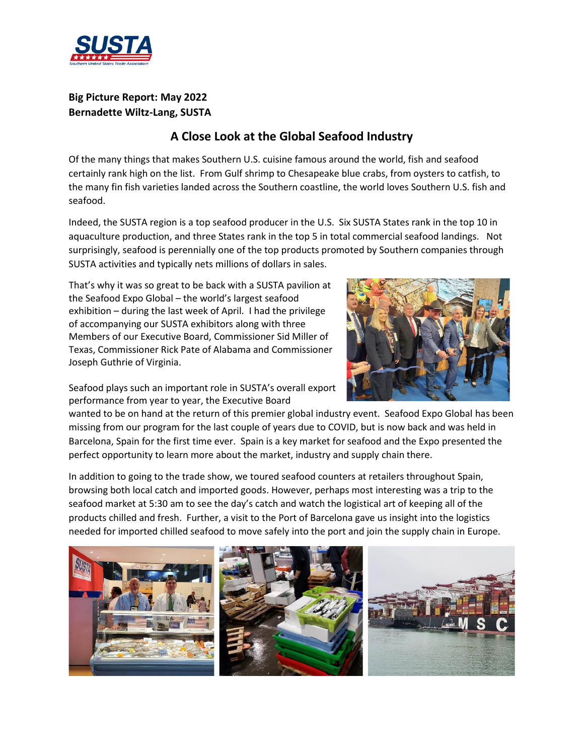**Big Picture Report: May 2022**
**Bernadette Wiltz-Lang, SUSTA**

## A Close Look at the Global Seafood Industry

Of the many things that makes Southern U.S. cuisine famous around the world, fish and seafood certainly rank high on the list. From Gulf shrimp to Chesapeake blue crabs, from oysters to catfish, to the many fin fish varieties landed across the Southern coastline, the world loves Southern U.S. fish and seafood.

Indeed, the SUSTA region is a top seafood producer in the U.S. Six SUSTA States rank in the top 10 in aquaculture production, and three States rank in the top 5 in total commercial seafood landings. Not surprisingly, seafood is perennially one of the top products promoted by Southern companies through SUSTA activities and typically nets millions of dollars in sales.

That's why it was so great to be back with a SUSTA pavilion at the Seafood Expo Global – the world's largest seafood exhibition – during the last week of April. I had the privilege of accompanying our SUSTA exhibitors along with three Members of our Executive Board, Commissioner Sid Miller of Texas, Commissioner Rick Pate of Alabama and Commissioner Joseph Guthrie of Virginia.

Seafood plays such an important role in SUSTA's overall export performance from year to year, the Executive Board wanted to be on hand at the return of this premier global industry event. Seafood Expo Global has been missing from our program for the last couple of years due to COVID, but is now back and was held in Barcelona, Spain for the first time ever. Spain is a key market for seafood and the Expo presented the perfect opportunity to learn more about the market, industry and supply chain there.

In addition to going to the trade show, we toured seafood counters at retailers throughout Spain, browsing both local catch and imported goods. However, perhaps most interesting was a trip to the seafood market at 5:30 am to see the day's catch and watch the logistical art of keeping all of the products chilled and fresh. Further, a visit to the Port of Barcelona gave us insight into the logistics needed for imported chilled seafood to move safely into the port and join the supply chain in Europe.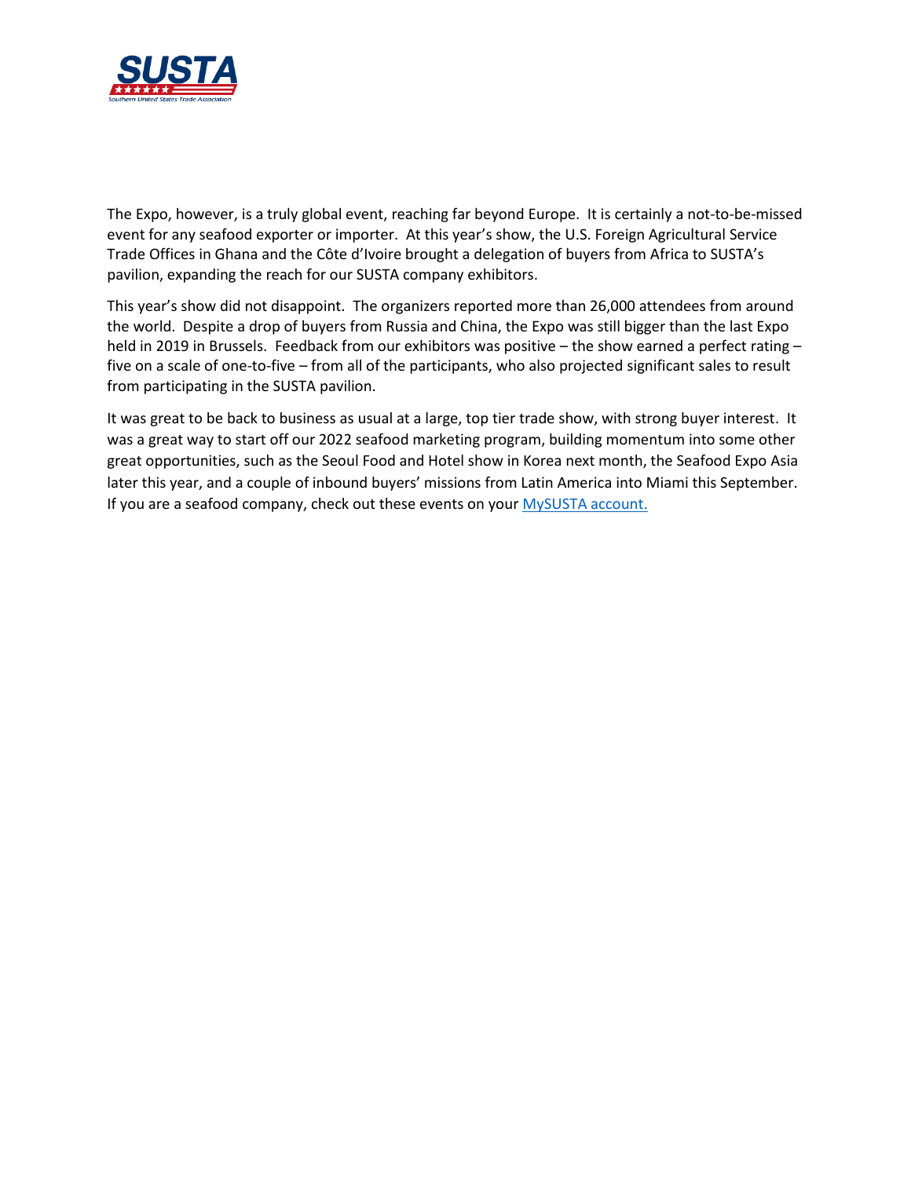The Expo, however, is a truly global event, reaching far beyond Europe. It is certainly a not-to-be-missed event for any seafood exporter or importer. At this year's show, the U.S. Foreign Agricultural Service Trade Offices in Ghana and the Côte d'Ivoire brought a delegation of buyers from Africa to SUSTA's pavilion, expanding the reach for our SUSTA company exhibitors.

This year's show did not disappoint. The organizers reported more than 26,000 attendees from around the world. Despite a drop of buyers from Russia and China, the Expo was still bigger than the last Expo held in 2019 in Brussels. Feedback from our exhibitors was positive – the show earned a perfect rating – five on a scale of one-to-five – from all of the participants, who also projected significant sales to result from participating in the SUSTA pavilion.

It was great to be back to business as usual at a large, top tier trade show, with strong buyer interest. It was a great way to start off our 2022 seafood marketing program, building momentum into some other great opportunities, such as the Seoul Food and Hotel show in Korea next month, the Seafood Expo Asia later this year, and a couple of inbound buyers' missions from Latin America into Miami this September. If you are a seafood company, check out these events on your MySUSTA account.